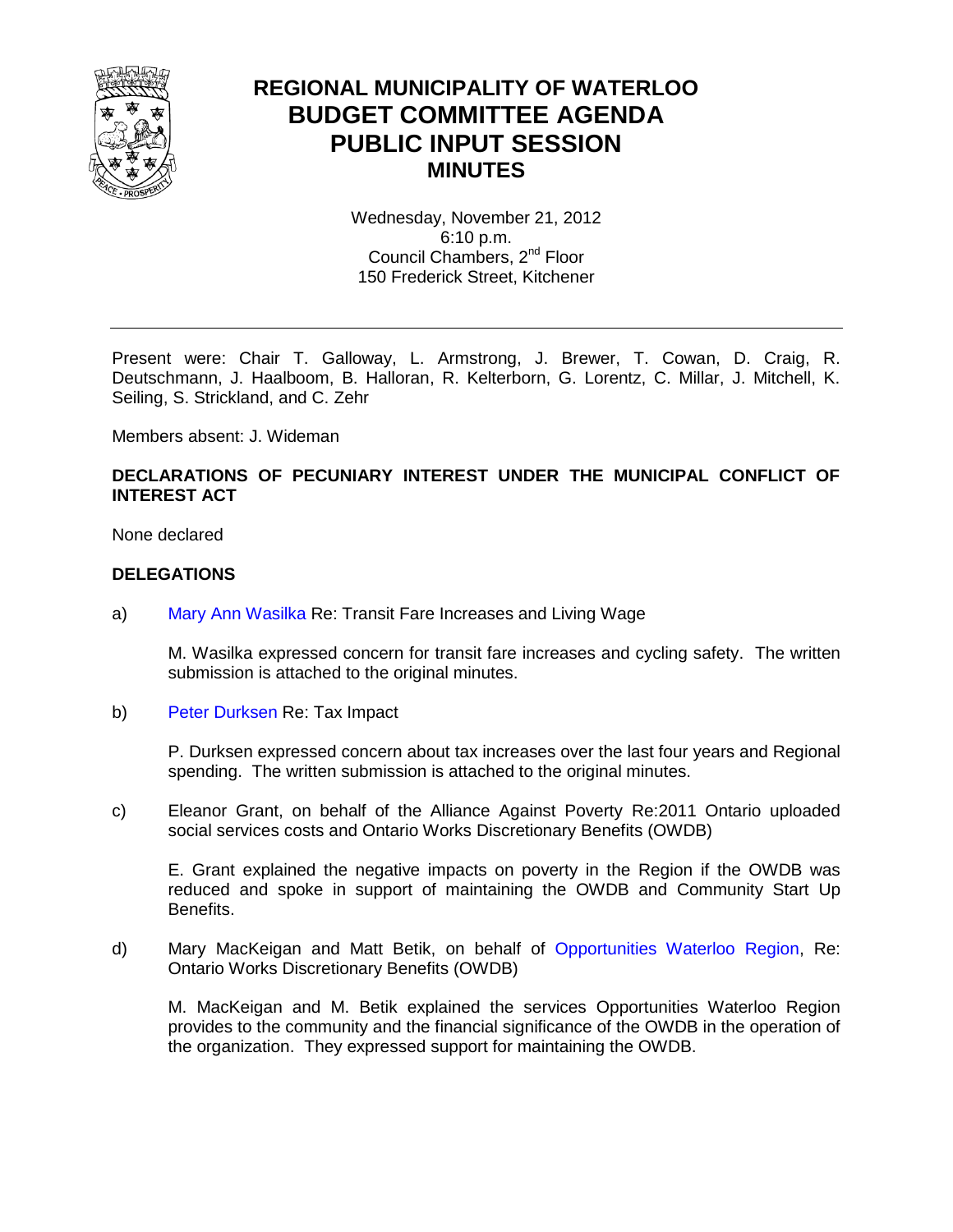# REGIONAL MUNICIPALITY OF WATERLOO
# BUDGET COMMITTEE AGENDA
# PUBLIC INPUT SESSION
## MINUTES

Wednesday, November 21, 2012
6:10 p.m.
Council Chambers, 2nd Floor
150 Frederick Street, Kitchener

---

Present were: Chair T. Galloway, L. Armstrong, J. Brewer, T. Cowan, D. Craig, R. Deutschmann, J. Haalboom, B. Halloran, R. Kelterborn, G. Lorentz, C. Millar, J. Mitchell, K. Seiling, S. Strickland, and C. Zehr

Members absent: J. Wideman

**DECLARATIONS OF PECUNIARY INTEREST UNDER THE MUNICIPAL CONFLICT OF INTEREST ACT**

None declared

**DELEGATIONS**

a) Mary Ann Wasilka Re: Transit Fare Increases and Living Wage

M. Wasilka expressed concern for transit fare increases and cycling safety. The written submission is attached to the original minutes.

b) Peter Durksen Re: Tax Impact

P. Durksen expressed concern about tax increases over the last four years and Regional spending. The written submission is attached to the original minutes.

c) Eleanor Grant, on behalf of the Alliance Against Poverty Re:2011 Ontario uploaded social services costs and Ontario Works Discretionary Benefits (OWDB)

E. Grant explained the negative impacts on poverty in the Region if the OWDB was reduced and spoke in support of maintaining the OWDB and Community Start Up Benefits.

d) Mary MacKeigan and Matt Betik, on behalf of Opportunities Waterloo Region, Re: Ontario Works Discretionary Benefits (OWDB)

M. MacKeigan and M. Betik explained the services Opportunities Waterloo Region provides to the community and the financial significance of the OWDB in the operation of the organization. They expressed support for maintaining the OWDB.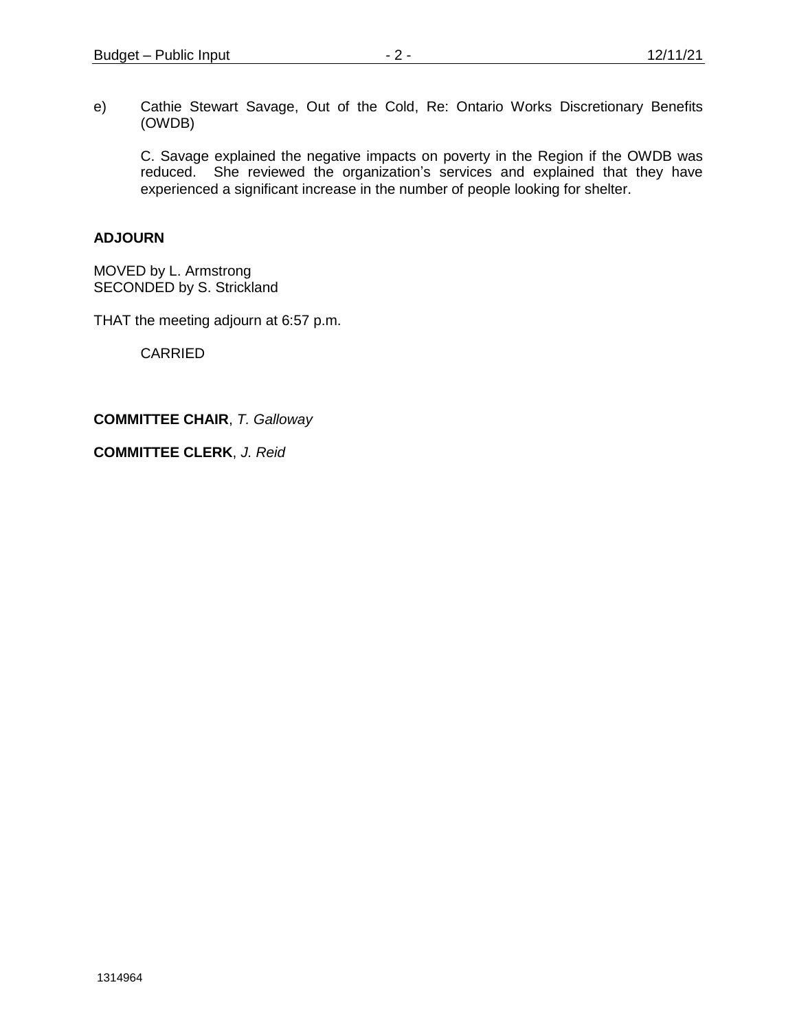e) Cathie Stewart Savage, Out of the Cold, Re: Ontario Works Discretionary Benefits (OWDB)

    C. Savage explained the negative impacts on poverty in the Region if the OWDB was reduced. She reviewed the organization's services and explained that they have experienced a significant increase in the number of people looking for shelter.

**ADJOURN**

MOVED by L. Armstrong
SECONDED by S. Strickland

THAT the meeting adjourn at 6:57 p.m.

CARRIED

**COMMITTEE CHAIR**, *T. Galloway*

**COMMITTEE CLERK**, *J. Reid*

1314964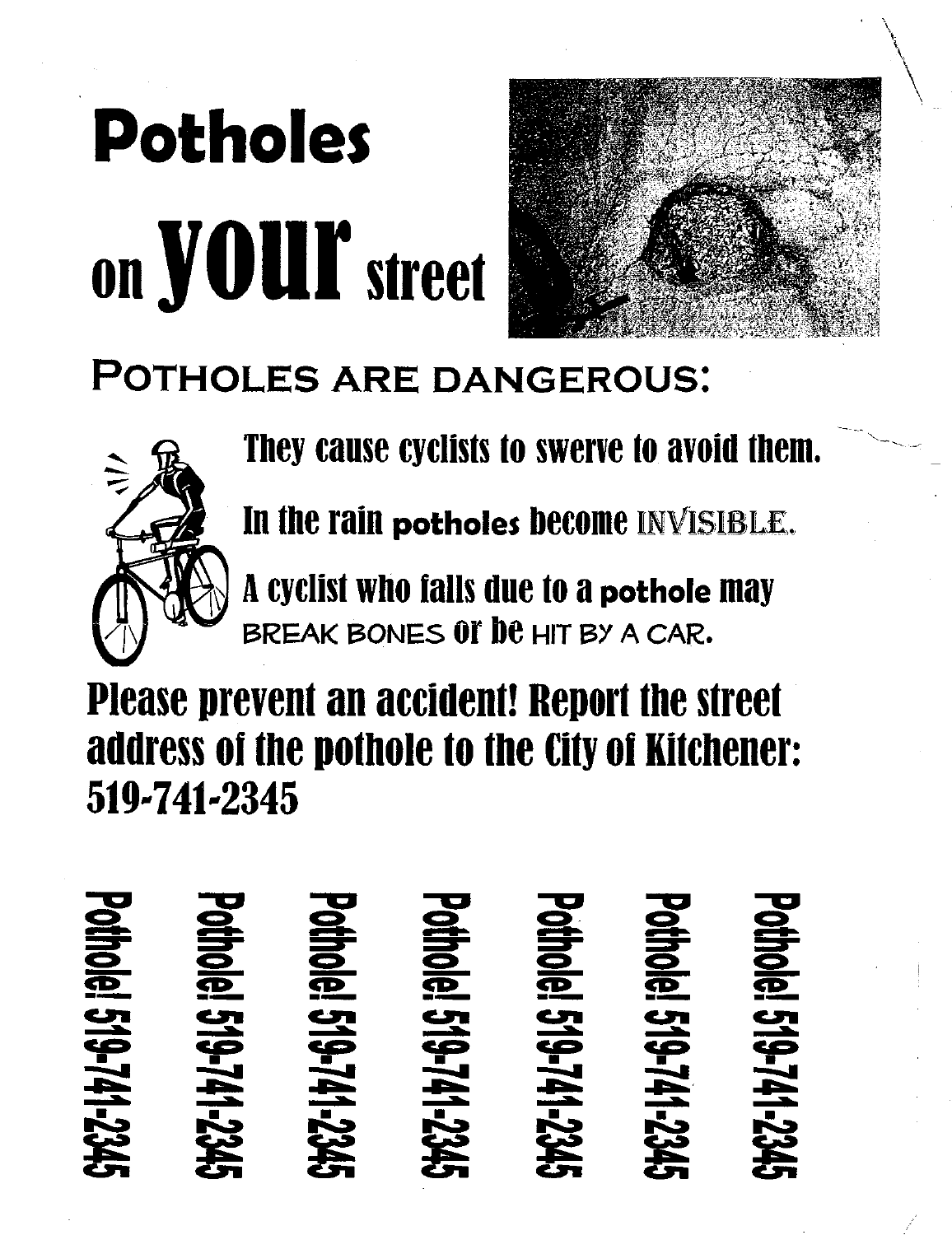# Potholes on **your** street

## POTHOLES ARE DANGEROUS:

They cause cyclists to swerve to avoid them.

In the rain potholes become INVISIBLE.

A cyclist who falls due to a pothole may BREAK BONES or be HIT BY A CAR.

**Please prevent an accident! Report the street address of the pothole to the City of Kitchener: 519-741-2345**

Pothole! 519-741-2345

Pothole! 519-741-2345

Pothole! 519-741-2345

Pothole! 519-741-2345

Pothole! 519-741-2345

Pothole! 519-741-2345

Pothole! 519-741-2345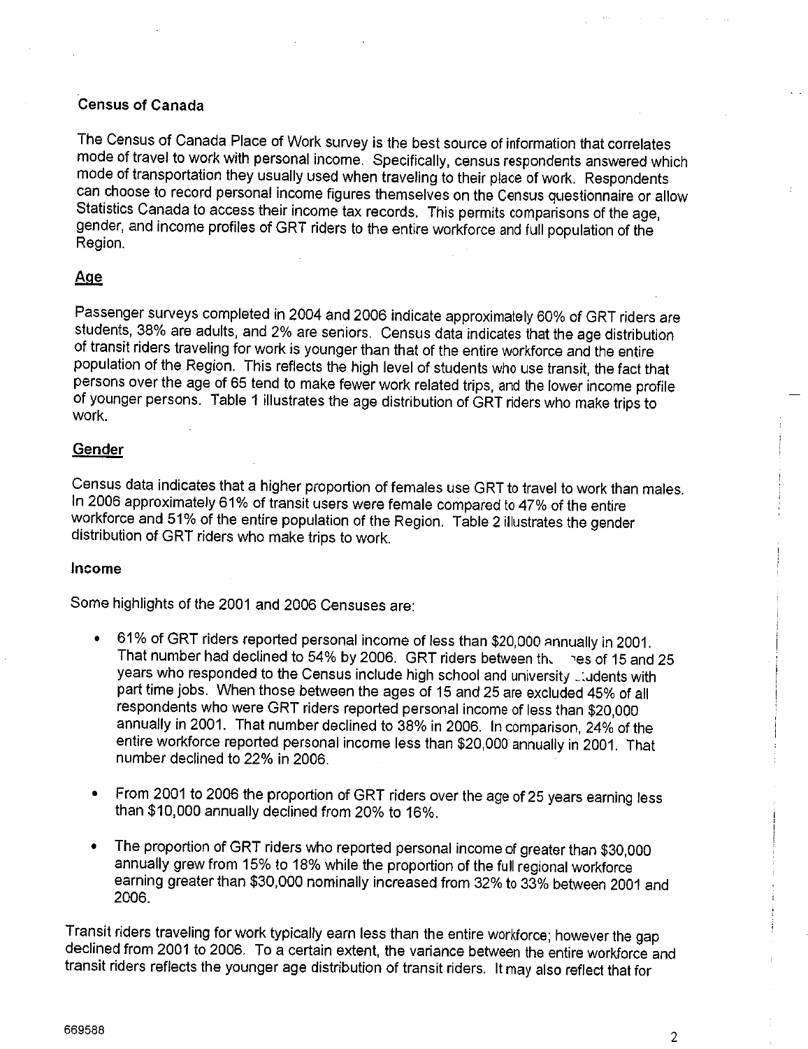### Census of Canada

The Census of Canada Place of Work survey is the best source of information that correlates mode of travel to work with personal income. Specifically, census respondents answered which mode of transportation they usually used when traveling to their place of work. Respondents can choose to record personal income figures themselves on the Census questionnaire or allow Statistics Canada to access their income tax records. This permits comparisons of the age, gender, and income profiles of GRT riders to the entire workforce and full population of the Region.

#### Age

Passenger surveys completed in 2004 and 2006 indicate approximately 60% of GRT riders are students, 38% are adults, and 2% are seniors. Census data indicates that the age distribution of transit riders traveling for work is younger than that of the entire workforce and the entire population of the Region. This reflects the high level of students who use transit, the fact that persons over the age of 65 tend to make fewer work related trips, and the lower income profile of younger persons. Table 1 illustrates the age distribution of GRT riders who make trips to work.

#### Gender

Census data indicates that a higher proportion of females use GRT to travel to work than males. In 2006 approximately 61% of transit users were female compared to 47% of the entire workforce and 51% of the entire population of the Region. Table 2 illustrates the gender distribution of GRT riders who make trips to work.

#### Income

Some highlights of the 2001 and 2006 Censuses are:

- 61% of GRT riders reported personal income of less than $20,000 annually in 2001. That number had declined to 54% by 2006. GRT riders between the ages of 15 and 25 years who responded to the Census include high school and university students with part time jobs. When those between the ages of 15 and 25 are excluded 45% of all respondents who were GRT riders reported personal income of less than $20,000 annually in 2001. That number declined to 38% in 2006. In comparison, 24% of the entire workforce reported personal income less than $20,000 annually in 2001. That number declined to 22% in 2006.

- From 2001 to 2006 the proportion of GRT riders over the age of 25 years earning less than $10,000 annually declined from 20% to 16%.

- The proportion of GRT riders who reported personal income of greater than $30,000 annually grew from 15% to 18% while the proportion of the full regional workforce earning greater than $30,000 nominally increased from 32% to 33% between 2001 and 2006.

Transit riders traveling for work typically earn less than the entire workforce; however the gap declined from 2001 to 2006. To a certain extent, the variance between the entire workforce and transit riders reflects the younger age distribution of transit riders. It may also reflect that for

669588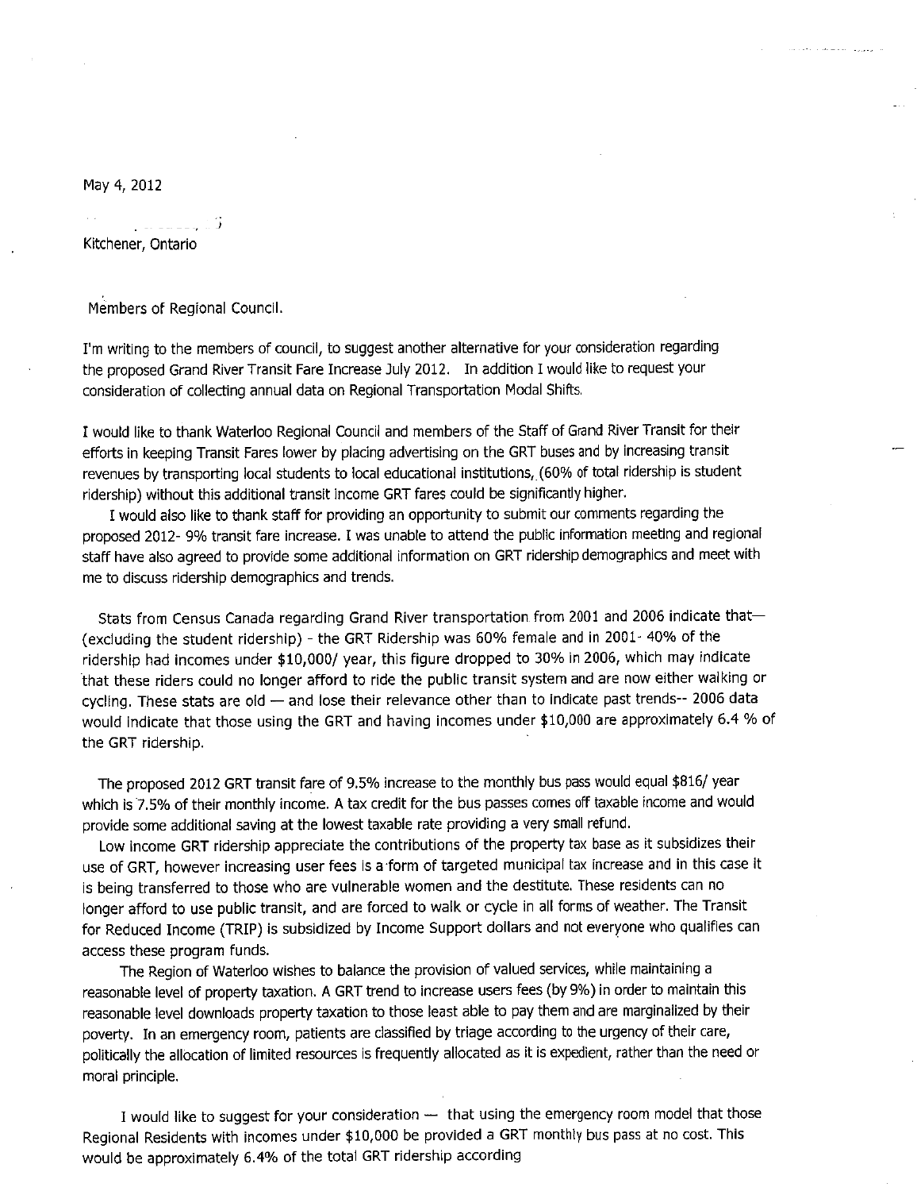May 4, 2012

Kitchener, Ontario

Members of Regional Council.

I'm writing to the members of council, to suggest another alternative for your consideration regarding the proposed Grand River Transit Fare Increase July 2012. In addition I would like to request your consideration of collecting annual data on Regional Transportation Modal Shifts.

I would like to thank Waterloo Regional Council and members of the Staff of Grand River Transit for their efforts in keeping Transit Fares lower by placing advertising on the GRT buses and by increasing transit revenues by transporting local students to local educational institutions, (60% of total ridership is student ridership) without this additional transit income GRT fares could be significantly higher.

I would also like to thank staff for providing an opportunity to submit our comments regarding the proposed 2012- 9% transit fare increase. I was unable to attend the public information meeting and regional staff have also agreed to provide some additional information on GRT ridership demographics and meet with me to discuss ridership demographics and trends.

Stats from Census Canada regarding Grand River transportation from 2001 and 2006 indicate that— (excluding the student ridership) - the GRT Ridership was 60% female and in 2001- 40% of the ridership had incomes under $10,000/ year, this figure dropped to 30% in 2006, which may indicate that these riders could no longer afford to ride the public transit system and are now either walking or cycling. These stats are old — and lose their relevance other than to indicate past trends-- 2006 data would indicate that those using the GRT and having incomes under $10,000 are approximately 6.4 % of the GRT ridership.

The proposed 2012 GRT transit fare of 9.5% increase to the monthly bus pass would equal $816/ year which is 7.5% of their monthly income. A tax credit for the bus passes comes off taxable income and would provide some additional saving at the lowest taxable rate providing a very small refund.

Low income GRT ridership appreciate the contributions of the property tax base as it subsidizes their use of GRT, however increasing user fees is a form of targeted municipal tax increase and in this case it is being transferred to those who are vulnerable women and the destitute. These residents can no longer afford to use public transit, and are forced to walk or cycle in all forms of weather. The Transit for Reduced Income (TRIP) is subsidized by Income Support dollars and not everyone who qualifies can access these program funds.

The Region of Waterloo wishes to balance the provision of valued services, while maintaining a reasonable level of property taxation. A GRT trend to increase users fees (by 9%) in order to maintain this reasonable level downloads property taxation to those least able to pay them and are marginalized by their poverty. In an emergency room, patients are classified by triage according to the urgency of their care, politically the allocation of limited resources is frequently allocated as it is expedient, rather than the need or moral principle.

I would like to suggest for your consideration — that using the emergency room model that those Regional Residents with incomes under $10,000 be provided a GRT monthly bus pass at no cost. This would be approximately 6.4% of the total GRT ridership according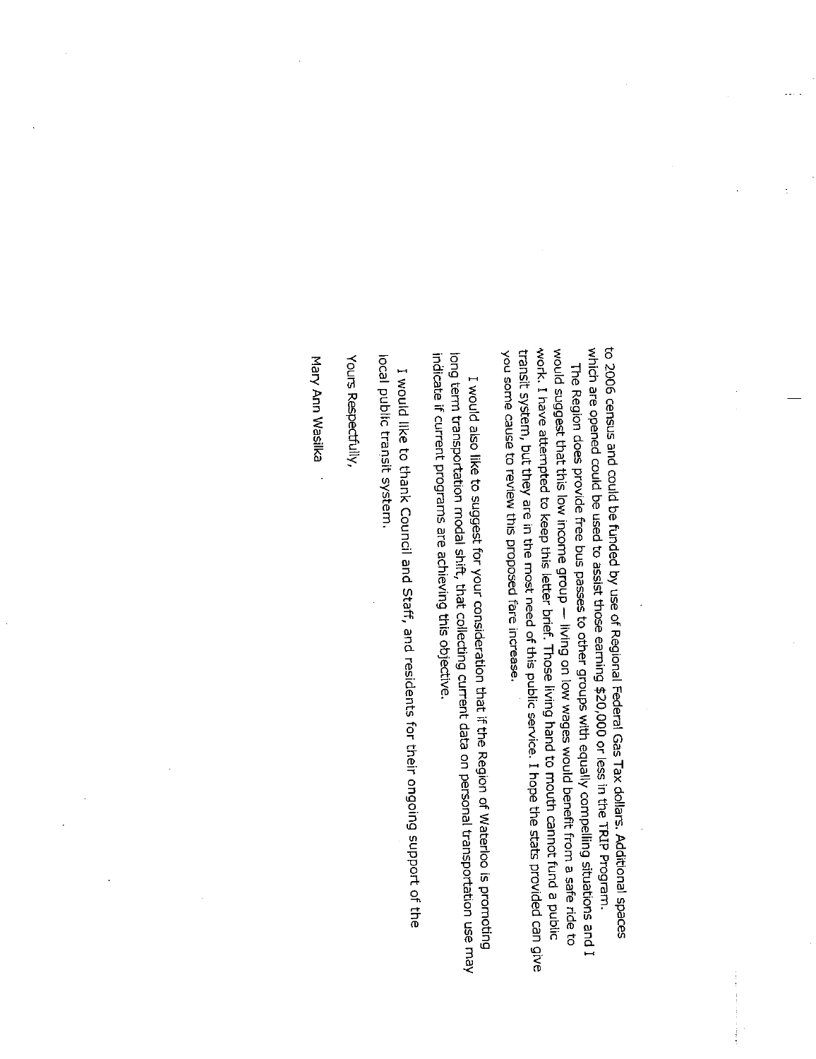to 2006 census and could be funded by use of Regional Federal Gas Tax dollars. Additional spaces which are opened could be used to assist those earning $20,000 or less in the TRIP Program.

The Region does provide free bus passes to other groups with equally compelling situations and I would suggest that this low income group – living on low wages would benefit from a safe ride to work. I have attempted to keep this letter brief. Those living hand to mouth cannot fund a public transit system, but they are in the most need of this public service. I hope the stats provided can give you some cause to review this proposed fare increase.

I would also like to suggest for your consideration that if the Region of Waterloo is promoting long term transportation modal shift, that collecting current data on personal transportation use may indicate if current programs are achieving this objective.

I would like to thank Council and Staff, and residents for their ongoing support of the local public transit system.

Yours Respectfully,

Mary Ann Wasilka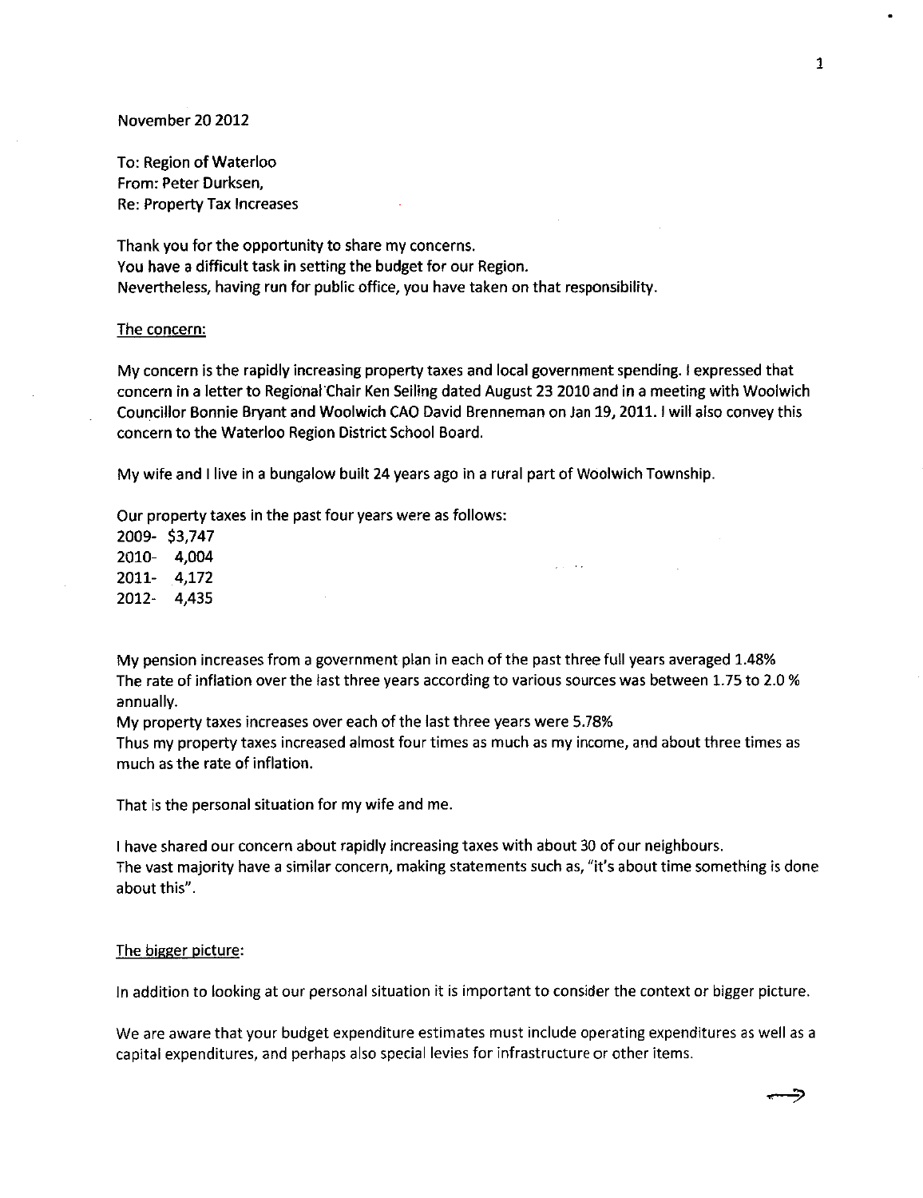November 20 2012

To: Region of Waterloo
From: Peter Durksen,
Re: Property Tax Increases

Thank you for the opportunity to share my concerns.
You have a difficult task in setting the budget for our Region.
Nevertheless, having run for public office, you have taken on that responsibility.

The concern:

My concern is the rapidly increasing property taxes and local government spending. I expressed that concern in a letter to Regional Chair Ken Seiling dated August 23 2010 and in a meeting with Woolwich Councillor Bonnie Bryant and Woolwich CAO David Brenneman on Jan 19, 2011. I will also convey this concern to the Waterloo Region District School Board.

My wife and I live in a bungalow built 24 years ago in a rural part of Woolwich Township.

Our property taxes in the past four years were as follows:
2009- $3,747
2010- 4,004
2011- 4,172
2012- 4,435

My pension increases from a government plan in each of the past three full years averaged 1.48%
The rate of inflation over the last three years according to various sources was between 1.75 to 2.0 % annually.
My property taxes increases over each of the last three years were 5.78%
Thus my property taxes increased almost four times as much as my income, and about three times as much as the rate of inflation.

That is the personal situation for my wife and me.

I have shared our concern about rapidly increasing taxes with about 30 of our neighbours.
The vast majority have a similar concern, making statements such as, "it's about time something is done about this".

The bigger picture:

In addition to looking at our personal situation it is important to consider the context or bigger picture.

We are aware that your budget expenditure estimates must include operating expenditures as well as a capital expenditures, and perhaps also special levies for infrastructure or other items.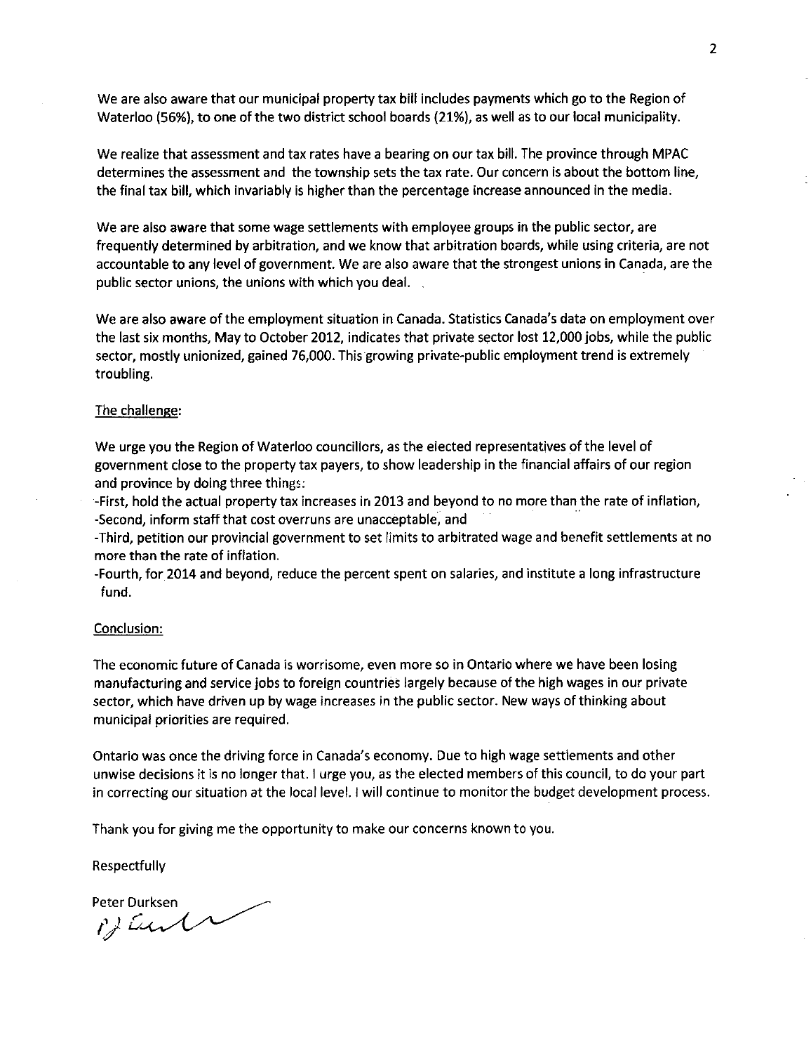We are also aware that our municipal property tax bill includes payments which go to the Region of Waterloo (56%), to one of the two district school boards (21%), as well as to our local municipality.

We realize that assessment and tax rates have a bearing on our tax bill. The province through MPAC determines the assessment and the township sets the tax rate. Our concern is about the bottom line, the final tax bill, which invariably is higher than the percentage increase announced in the media.

We are also aware that some wage settlements with employee groups in the public sector, are frequently determined by arbitration, and we know that arbitration boards, while using criteria, are not accountable to any level of government. We are also aware that the strongest unions in Canada, are the public sector unions, the unions with which you deal.

We are also aware of the employment situation in Canada. Statistics Canada's data on employment over the last six months, May to October 2012, indicates that private sector lost 12,000 jobs, while the public sector, mostly unionized, gained 76,000. This growing private-public employment trend is extremely troubling.

The challenge:

We urge you the Region of Waterloo councillors, as the elected representatives of the level of government close to the property tax payers, to show leadership in the financial affairs of our region and province by doing three things:

-First, hold the actual property tax increases in 2013 and beyond to no more than the rate of inflation,
-Second, inform staff that cost overruns are unacceptable, and
-Third, petition our provincial government to set limits to arbitrated wage and benefit settlements at no more than the rate of inflation.
-Fourth, for 2014 and beyond, reduce the percent spent on salaries, and institute a long infrastructure fund.

Conclusion:

The economic future of Canada is worrisome, even more so in Ontario where we have been losing manufacturing and service jobs to foreign countries largely because of the high wages in our private sector, which have driven up by wage increases in the public sector. New ways of thinking about municipal priorities are required.

Ontario was once the driving force in Canada's economy. Due to high wage settlements and other unwise decisions it is no longer that. I urge you, as the elected members of this council, to do your part in correcting our situation at the local level. I will continue to monitor the budget development process.

Thank you for giving me the opportunity to make our concerns known to you.

Respectfully

Peter Durksen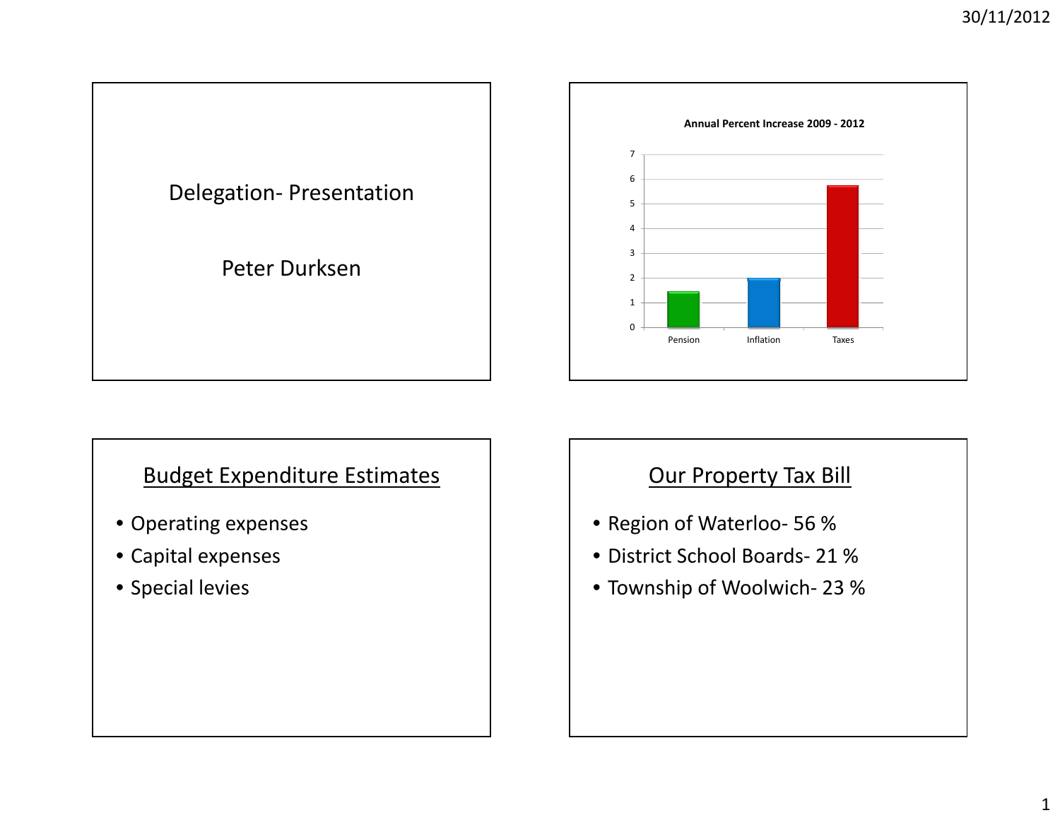Delegation- Presentation

Peter Durksen

**Annual Percent Increase 2009 - 2012**

| Category | Annual Percent Increase |
|---|---|
| Pension | ~1.5 |
| Inflation | ~2 |
| Taxes | ~5.75 |

## Budget Expenditure Estimates

- Operating expenses
- Capital expenses
- Special levies

## Our Property Tax Bill

- Region of Waterloo- 56 %
- District School Boards- 21 %
- Township of Woolwich- 23 %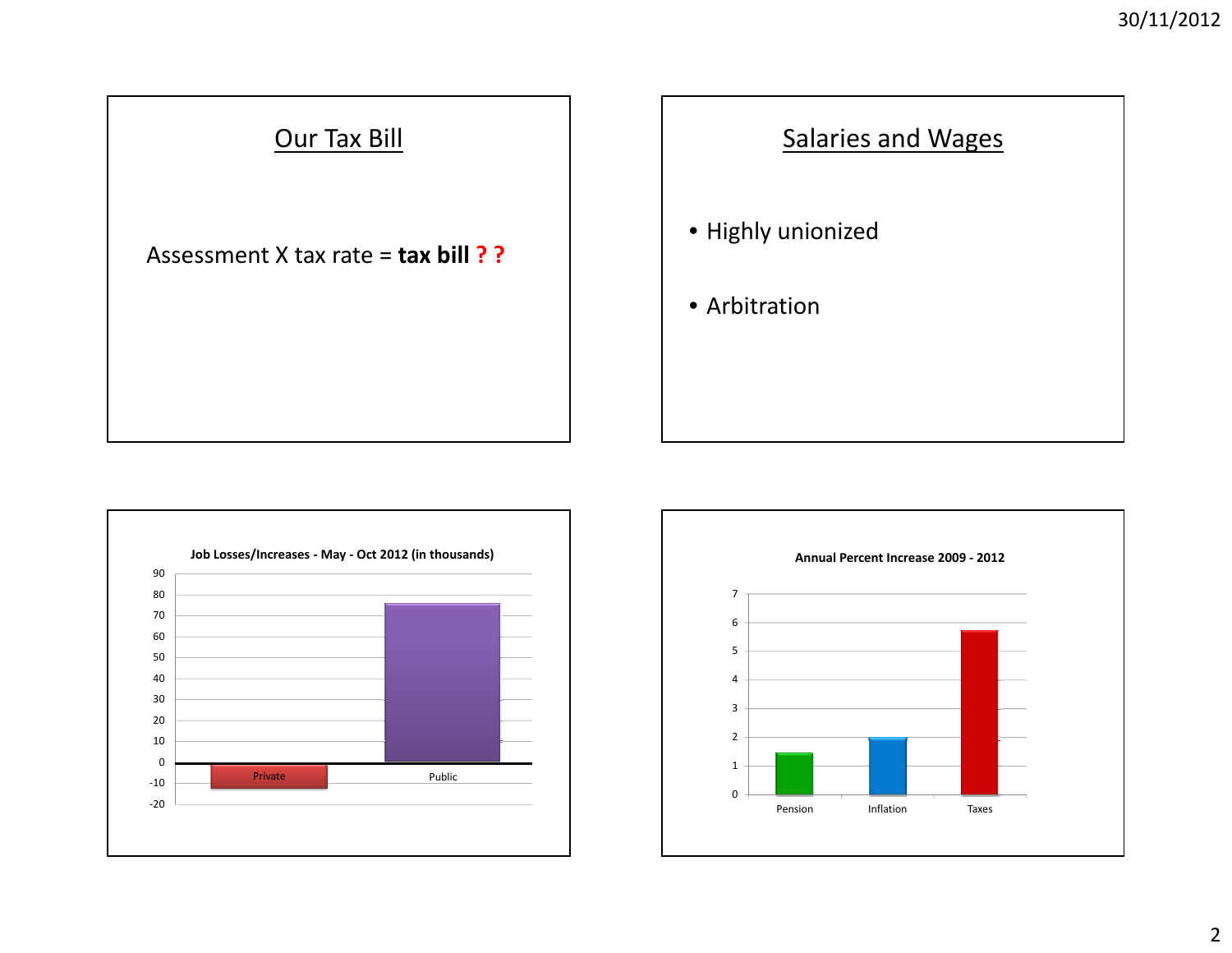## Our Tax Bill

Assessment X tax rate = **tax bill ? ?**

## Salaries and Wages

- Highly unionized
- Arbitration

**Job Losses/Increases - May - Oct 2012 (in thousands)**

90
80
70
60
50
40
30
20
10
0
-10
-20

Private

Public

**Annual Percent Increase 2009 - 2012**

7
6
5
4
3
2
1
0

Pension

Inflation

Taxes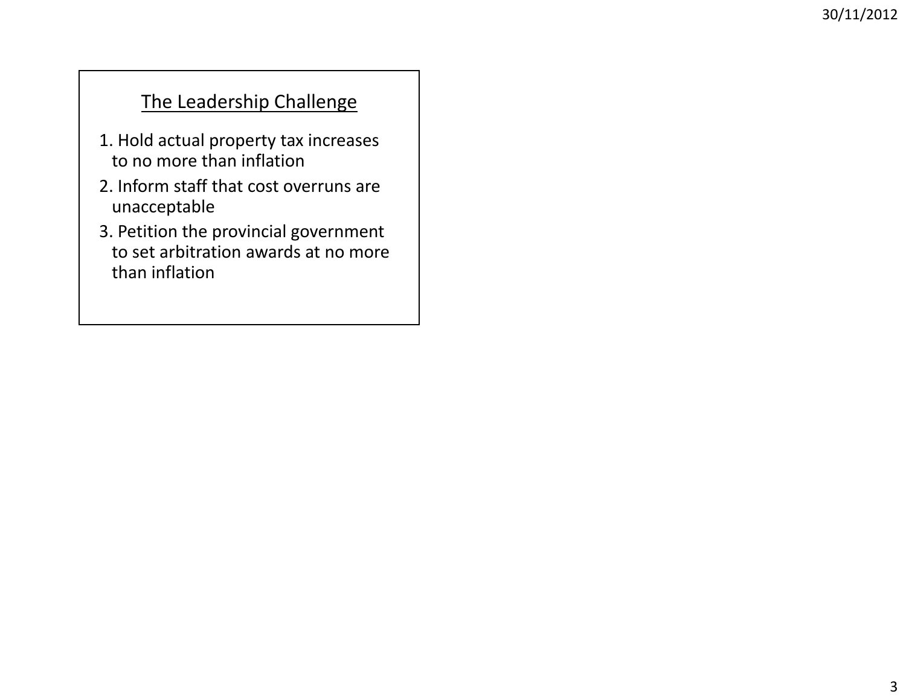## The Leadership Challenge

1. Hold actual property tax increases to no more than inflation
2. Inform staff that cost overruns are unacceptable
3. Petition the provincial government to set arbitration awards at no more than inflation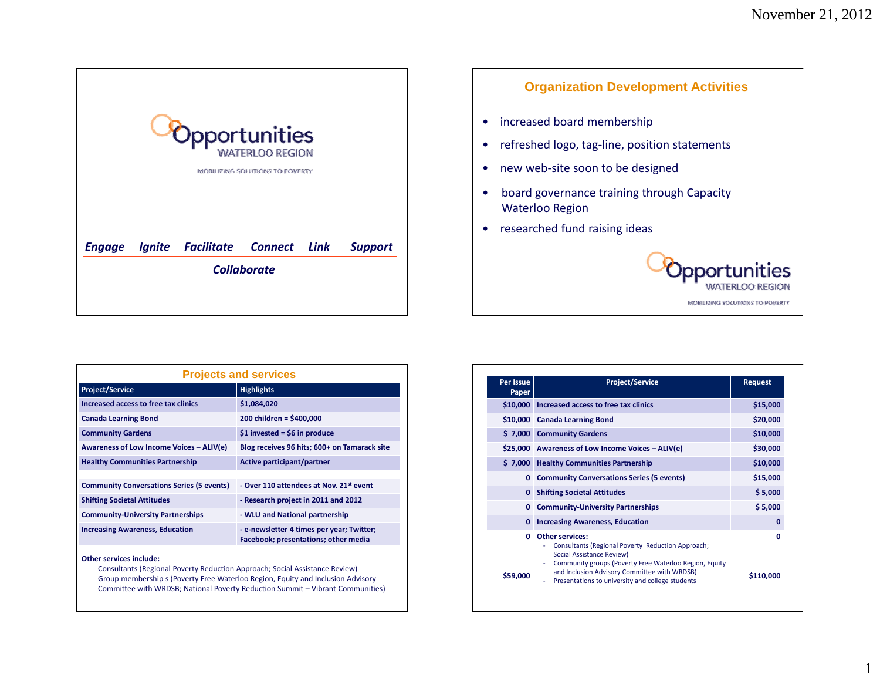# Opportunities WATERLOO REGION

MOBILIZING SOLUTIONS TO POVERTY

*Engage Ignite Facilitate Connect Link Support*

*Collaborate*

## Organization Development Activities

- increased board membership
- refreshed logo, tag-line, position statements
- new web-site soon to be designed
- board governance training through Capacity Waterloo Region
- researched fund raising ideas

Opportunities WATERLOO REGION

MOBILIZING SOLUTIONS TO POVERTY

## Projects and services

| Project/Service | Highlights |
|---|---|
| Increased access to free tax clinics | $1,084,020 |
| Canada Learning Bond | 200 children = $400,000 |
| Community Gardens | $1 invested = $6 in produce |
| Awareness of Low Income Voices – ALIV(e) | Blog receives 96 hits; 600+ on Tamarack site |
| Healthy Communities Partnership | Active participant/partner |
| Community Conversations Series (5 events) | - Over 110 attendees at Nov. 21st event |
| Shifting Societal Attitudes | - Research project in 2011 and 2012 |
| Community-University Partnerships | - WLU and National partnership |
| Increasing Awareness, Education | - e-newsletter 4 times per year; Twitter; Facebook; presentations; other media |

**Other services include:**

- Consultants (Regional Poverty Reduction Approach; Social Assistance Review)
- Group membership s (Poverty Free Waterloo Region, Equity and Inclusion Advisory Committee with WRDSB; National Poverty Reduction Summit – Vibrant Communities)

| Per Issue Paper | Project/Service | Request |
|---|---|---|
| $10,000 | Increased access to free tax clinics | $15,000 |
| $10,000 | Canada Learning Bond | $20,000 |
| $ 7,000 | Community Gardens | $10,000 |
| $25,000 | Awareness of Low Income Voices – ALIV(e) | $30,000 |
| $ 7,000 | Healthy Communities Partnership | $10,000 |
| 0 | Community Conversations Series (5 events) | $15,000 |
| 0 | Shifting Societal Attitudes | $ 5,000 |
| 0 | Community-University Partnerships | $ 5,000 |
| 0 | Increasing Awareness, Education | 0 |
| 0 | Other services: - Consultants (Regional Poverty Reduction Approach; Social Assistance Review) - Community groups (Poverty Free Waterloo Region, Equity and Inclusion Advisory Committee with WRDSB) - Presentations to university and college students | 0 |
| $59,000 | | $110,000 |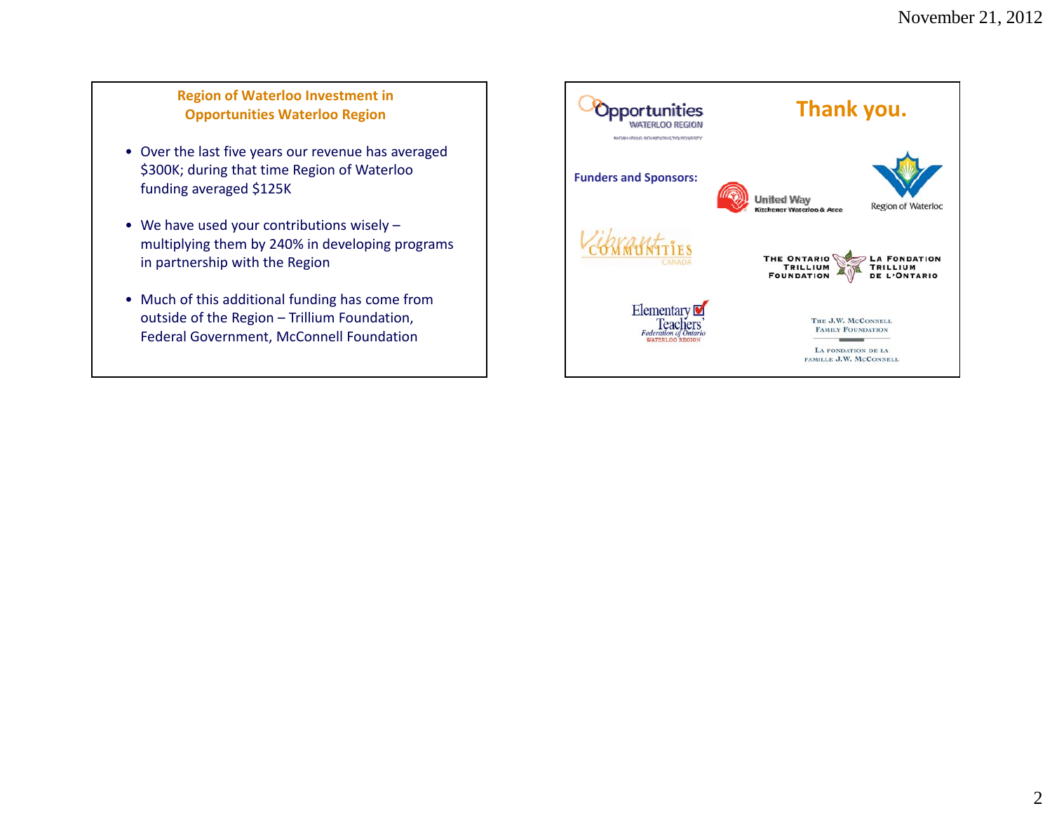## Region of Waterloo Investment in Opportunities Waterloo Region

- Over the last five years our revenue has averaged $300K; during that time Region of Waterloo funding averaged $125K
- We have used your contributions wisely – multiplying them by 240% in developing programs in partnership with the Region
- Much of this additional funding has come from outside of the Region – Trillium Foundation, Federal Government, McConnell Foundation

Opportunities WATERLOO REGION

MOBILIZING SOLUTIONS TO POVERTY

## Thank you.

**Funders and Sponsors:**

United Way Kitchener Waterloo & Area

Region of Waterloo

Vibrant Communities Canada

The Ontario Trillium Foundation

La Fondation Trillium de l'Ontario

Elementary Teachers' Federation of Ontario Waterloo Region

The J.W. McConnell Family Foundation

La fondation de la famille J.W. McConnell